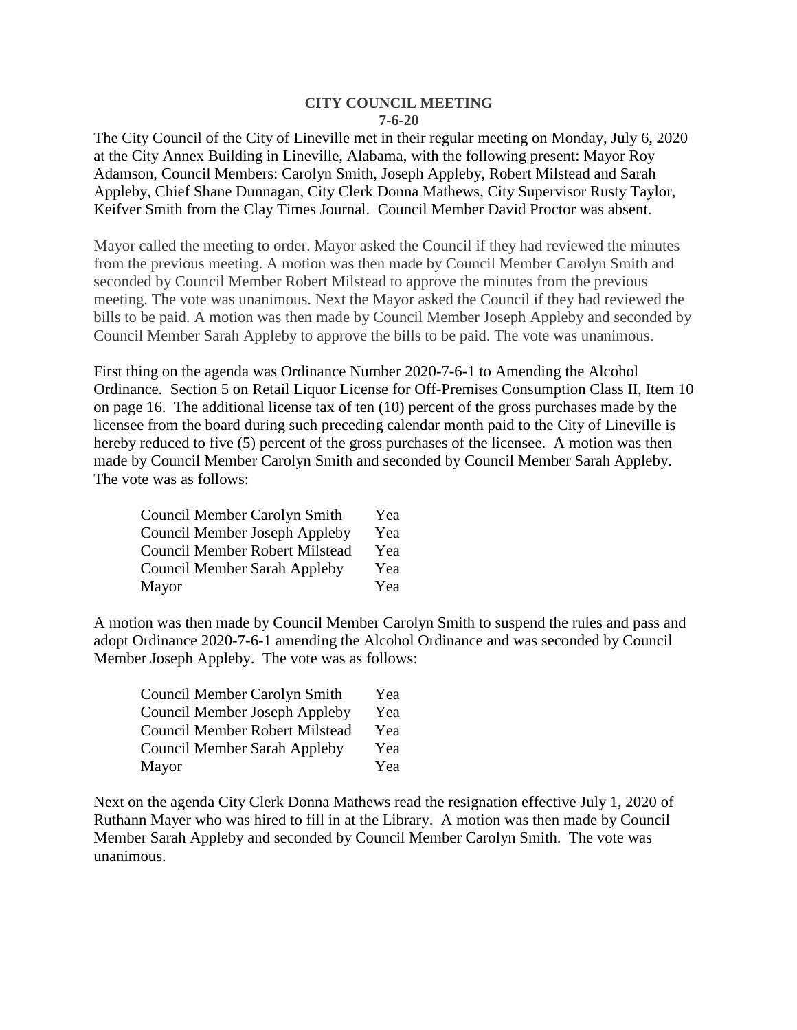# CITY COUNCIL MEETING
## 7-6-20

The City Council of the City of Lineville met in their regular meeting on Monday, July 6, 2020 at the City Annex Building in Lineville, Alabama, with the following present: Mayor Roy Adamson, Council Members: Carolyn Smith, Joseph Appleby, Robert Milstead and Sarah Appleby, Chief Shane Dunnagan, City Clerk Donna Mathews, City Supervisor Rusty Taylor, Keifver Smith from the Clay Times Journal. Council Member David Proctor was absent.

Mayor called the meeting to order. Mayor asked the Council if they had reviewed the minutes from the previous meeting. A motion was then made by Council Member Carolyn Smith and seconded by Council Member Robert Milstead to approve the minutes from the previous meeting. The vote was unanimous. Next the Mayor asked the Council if they had reviewed the bills to be paid. A motion was then made by Council Member Joseph Appleby and seconded by Council Member Sarah Appleby to approve the bills to be paid. The vote was unanimous.

First thing on the agenda was Ordinance Number 2020-7-6-1 to Amending the Alcohol Ordinance. Section 5 on Retail Liquor License for Off-Premises Consumption Class II, Item 10 on page 16. The additional license tax of ten (10) percent of the gross purchases made by the licensee from the board during such preceding calendar month paid to the City of Lineville is hereby reduced to five (5) percent of the gross purchases of the licensee. A motion was then made by Council Member Carolyn Smith and seconded by Council Member Sarah Appleby. The vote was as follows:

| | |
|---|---|
| Council Member Carolyn Smith | Yea |
| Council Member Joseph Appleby | Yea |
| Council Member Robert Milstead | Yea |
| Council Member Sarah Appleby | Yea |
| Mayor | Yea |

A motion was then made by Council Member Carolyn Smith to suspend the rules and pass and adopt Ordinance 2020-7-6-1 amending the Alcohol Ordinance and was seconded by Council Member Joseph Appleby. The vote was as follows:

| | |
|---|---|
| Council Member Carolyn Smith | Yea |
| Council Member Joseph Appleby | Yea |
| Council Member Robert Milstead | Yea |
| Council Member Sarah Appleby | Yea |
| Mayor | Yea |

Next on the agenda City Clerk Donna Mathews read the resignation effective July 1, 2020 of Ruthann Mayer who was hired to fill in at the Library. A motion was then made by Council Member Sarah Appleby and seconded by Council Member Carolyn Smith. The vote was unanimous.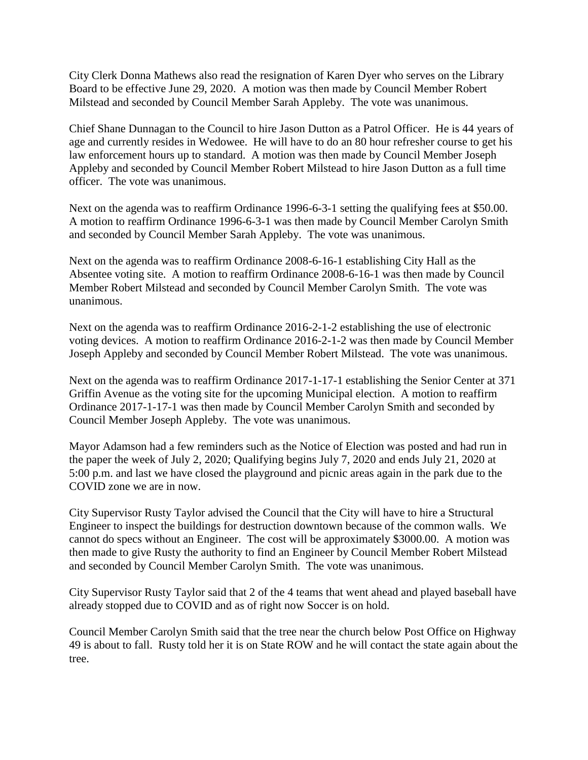City Clerk Donna Mathews also read the resignation of Karen Dyer who serves on the Library Board to be effective June 29, 2020. A motion was then made by Council Member Robert Milstead and seconded by Council Member Sarah Appleby. The vote was unanimous.

Chief Shane Dunnagan to the Council to hire Jason Dutton as a Patrol Officer. He is 44 years of age and currently resides in Wedowee. He will have to do an 80 hour refresher course to get his law enforcement hours up to standard. A motion was then made by Council Member Joseph Appleby and seconded by Council Member Robert Milstead to hire Jason Dutton as a full time officer. The vote was unanimous.

Next on the agenda was to reaffirm Ordinance 1996-6-3-1 setting the qualifying fees at $50.00. A motion to reaffirm Ordinance 1996-6-3-1 was then made by Council Member Carolyn Smith and seconded by Council Member Sarah Appleby. The vote was unanimous.

Next on the agenda was to reaffirm Ordinance 2008-6-16-1 establishing City Hall as the Absentee voting site. A motion to reaffirm Ordinance 2008-6-16-1 was then made by Council Member Robert Milstead and seconded by Council Member Carolyn Smith. The vote was unanimous.

Next on the agenda was to reaffirm Ordinance 2016-2-1-2 establishing the use of electronic voting devices. A motion to reaffirm Ordinance 2016-2-1-2 was then made by Council Member Joseph Appleby and seconded by Council Member Robert Milstead. The vote was unanimous.

Next on the agenda was to reaffirm Ordinance 2017-1-17-1 establishing the Senior Center at 371 Griffin Avenue as the voting site for the upcoming Municipal election. A motion to reaffirm Ordinance 2017-1-17-1 was then made by Council Member Carolyn Smith and seconded by Council Member Joseph Appleby. The vote was unanimous.

Mayor Adamson had a few reminders such as the Notice of Election was posted and had run in the paper the week of July 2, 2020; Qualifying begins July 7, 2020 and ends July 21, 2020 at 5:00 p.m. and last we have closed the playground and picnic areas again in the park due to the COVID zone we are in now.

City Supervisor Rusty Taylor advised the Council that the City will have to hire a Structural Engineer to inspect the buildings for destruction downtown because of the common walls. We cannot do specs without an Engineer. The cost will be approximately $3000.00. A motion was then made to give Rusty the authority to find an Engineer by Council Member Robert Milstead and seconded by Council Member Carolyn Smith. The vote was unanimous.

City Supervisor Rusty Taylor said that 2 of the 4 teams that went ahead and played baseball have already stopped due to COVID and as of right now Soccer is on hold.

Council Member Carolyn Smith said that the tree near the church below Post Office on Highway 49 is about to fall. Rusty told her it is on State ROW and he will contact the state again about the tree.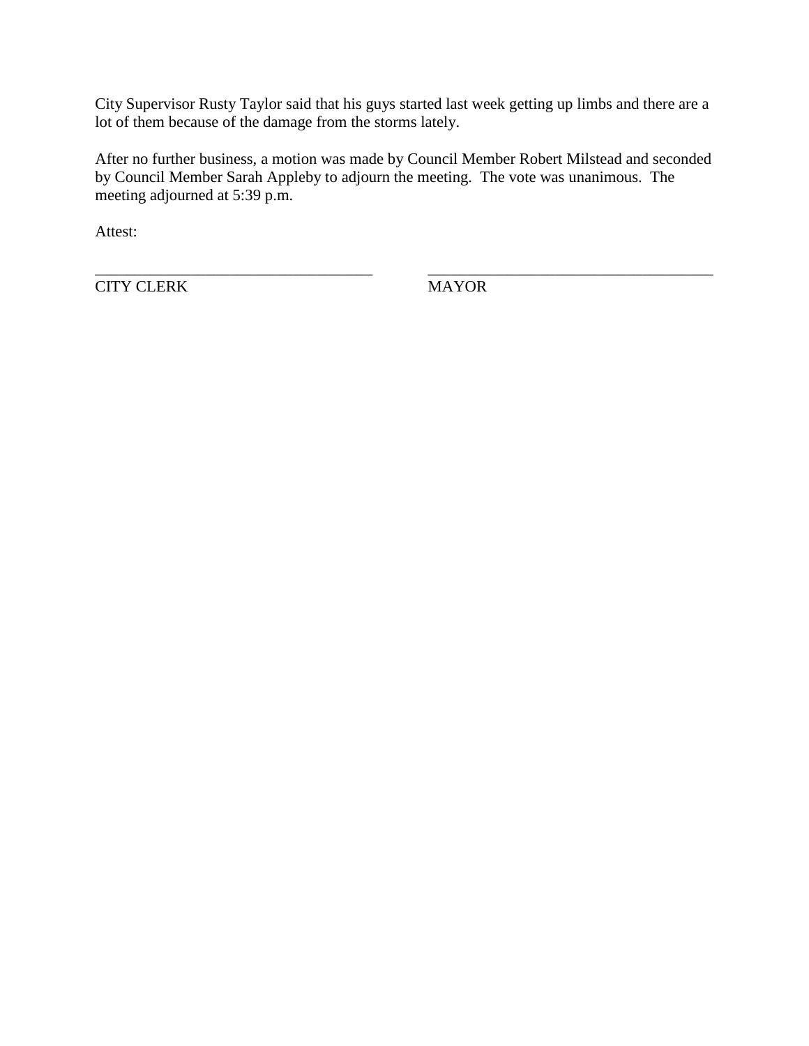City Supervisor Rusty Taylor said that his guys started last week getting up limbs and there are a lot of them because of the damage from the storms lately.

After no further business, a motion was made by Council Member Robert Milstead and seconded by Council Member Sarah Appleby to adjourn the meeting. The vote was unanimous. The meeting adjourned at 5:39 p.m.

Attest:

| | |
|---|---|
| ____________________________________ | _____________________________________ |
| CITY CLERK | MAYOR |